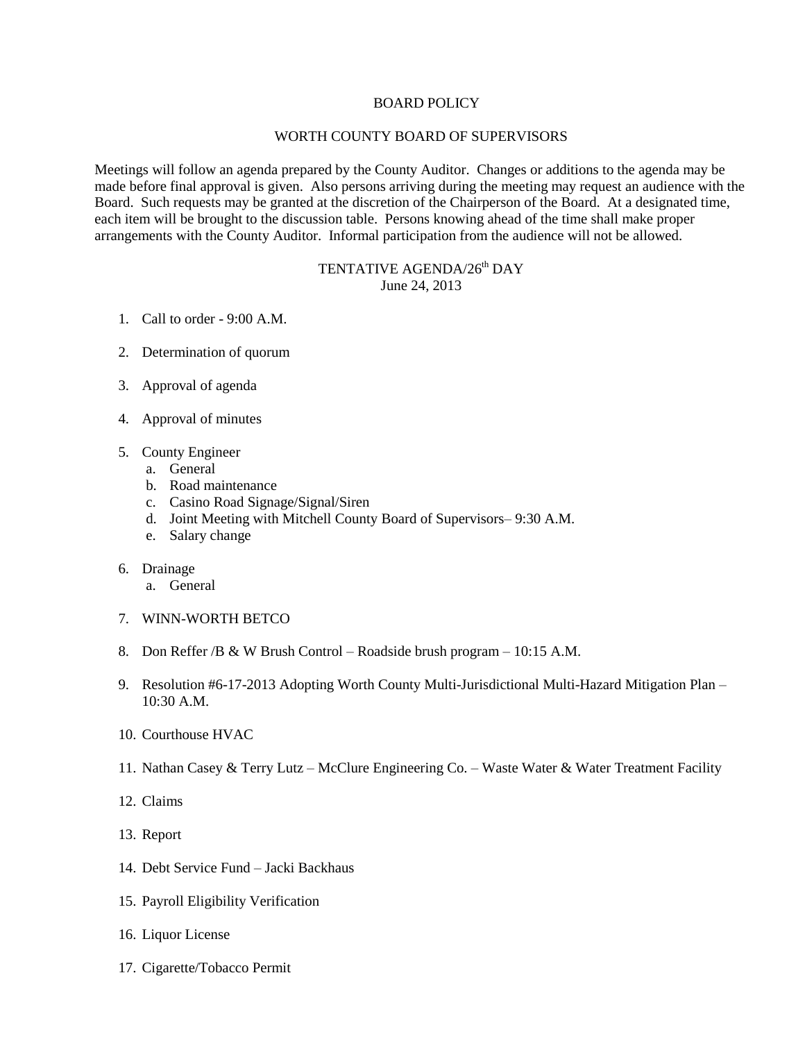# BOARD POLICY

## WORTH COUNTY BOARD OF SUPERVISORS

Meetings will follow an agenda prepared by the County Auditor. Changes or additions to the agenda may be made before final approval is given. Also persons arriving during the meeting may request an audience with the Board. Such requests may be granted at the discretion of the Chairperson of the Board. At a designated time, each item will be brought to the discussion table. Persons knowing ahead of the time shall make proper arrangements with the County Auditor. Informal participation from the audience will not be allowed.

### TENTATIVE AGENDA/26th DAY
June 24, 2013

1. Call to order - 9:00 A.M.

2. Determination of quorum

3. Approval of agenda

4. Approval of minutes

5. County Engineer
   a. General
   b. Road maintenance
   c. Casino Road Signage/Signal/Siren
   d. Joint Meeting with Mitchell County Board of Supervisors– 9:30 A.M.
   e. Salary change

6. Drainage
   a. General

7. WINN-WORTH BETCO

8. Don Reffer /B & W Brush Control – Roadside brush program – 10:15 A.M.

9. Resolution #6-17-2013 Adopting Worth County Multi-Jurisdictional Multi-Hazard Mitigation Plan – 10:30 A.M.

10. Courthouse HVAC

11. Nathan Casey & Terry Lutz – McClure Engineering Co. – Waste Water & Water Treatment Facility

12. Claims

13. Report

14. Debt Service Fund – Jacki Backhaus

15. Payroll Eligibility Verification

16. Liquor License

17. Cigarette/Tobacco Permit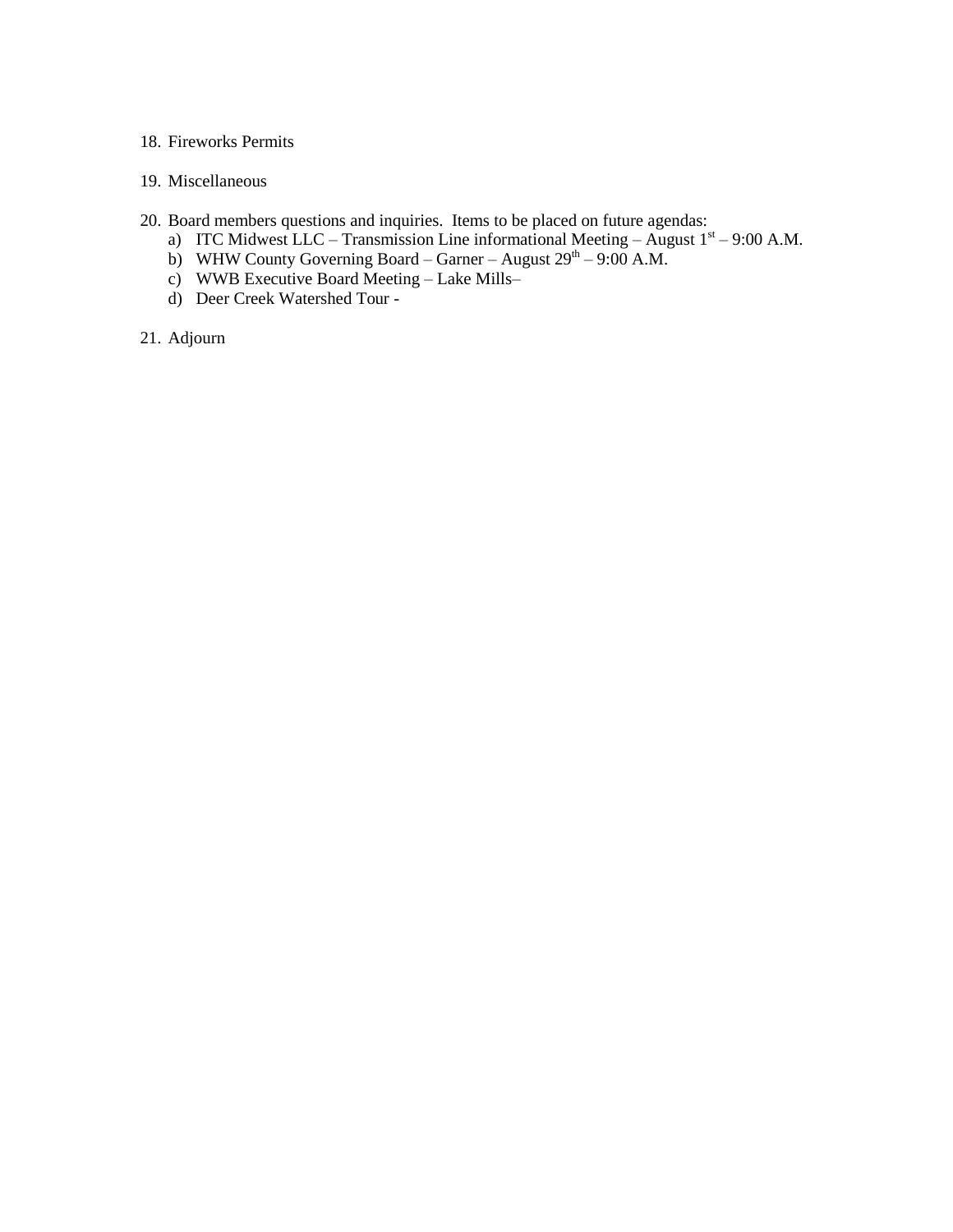18. Fireworks Permits

19. Miscellaneous

20. Board members questions and inquiries. Items to be placed on future agendas:
    a) ITC Midwest LLC – Transmission Line informational Meeting – August 1st – 9:00 A.M.
    b) WHW County Governing Board – Garner – August 29th – 9:00 A.M.
    c) WWB Executive Board Meeting – Lake Mills–
    d) Deer Creek Watershed Tour -

21. Adjourn